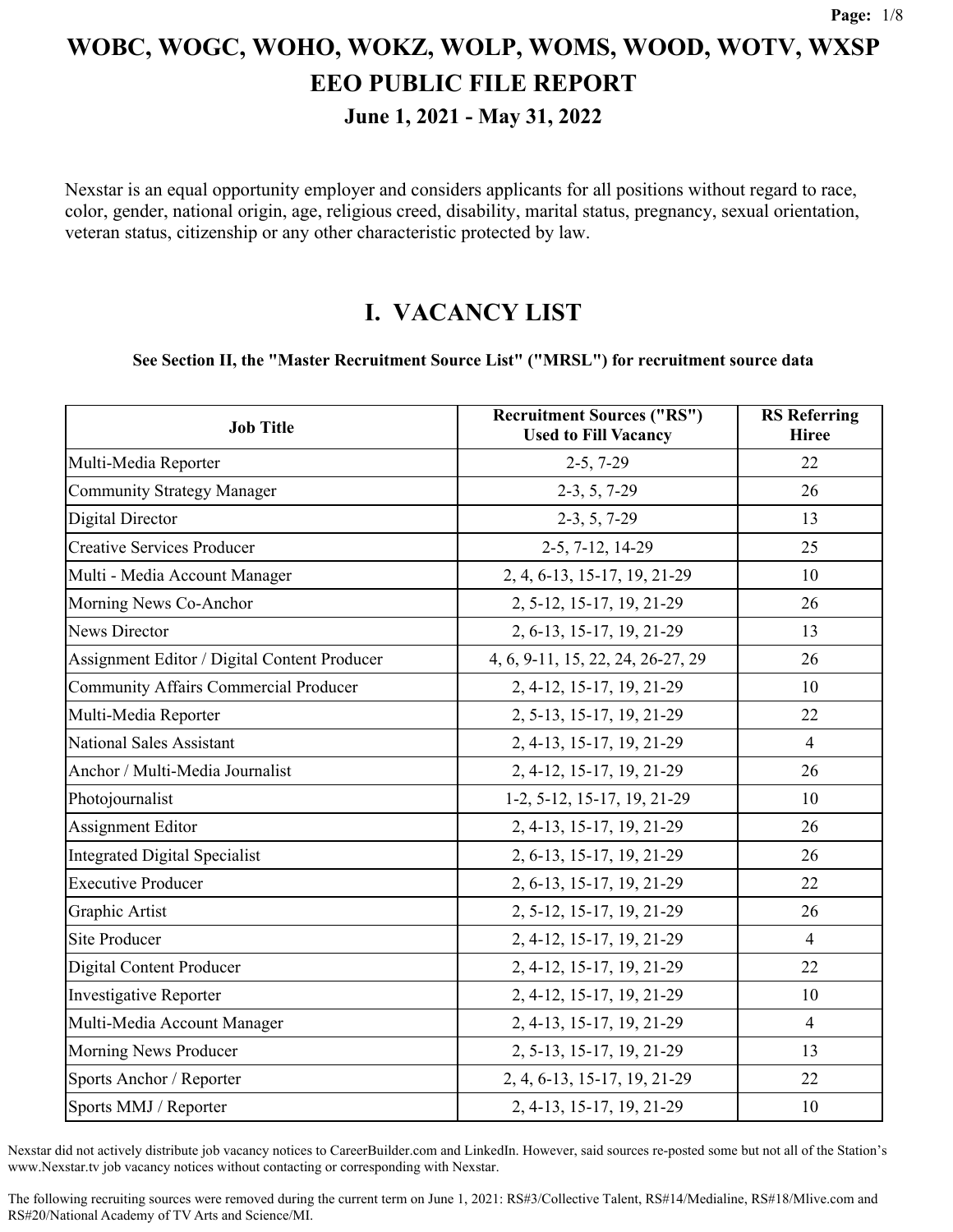# WOBC, WOGC, WOHO, WOKZ, WOLP, WOMS, WOOD, WOTV, WXSP
# EEO PUBLIC FILE REPORT
### June 1, 2021 - May 31, 2022

Nexstar is an equal opportunity employer and considers applicants for all positions without regard to race, color, gender, national origin, age, religious creed, disability, marital status, pregnancy, sexual orientation, veteran status, citizenship or any other characteristic protected by law.

## I. VACANCY LIST

**See Section II, the "Master Recruitment Source List" ("MRSL") for recruitment source data**

| Job Title | Recruitment Sources ("RS") Used to Fill Vacancy | RS Referring Hiree |
|---|---|---|
| Multi-Media Reporter | 2-5, 7-29 | 22 |
| Community Strategy Manager | 2-3, 5, 7-29 | 26 |
| Digital Director | 2-3, 5, 7-29 | 13 |
| Creative Services Producer | 2-5, 7-12, 14-29 | 25 |
| Multi - Media Account Manager | 2, 4, 6-13, 15-17, 19, 21-29 | 10 |
| Morning News Co-Anchor | 2, 5-12, 15-17, 19, 21-29 | 26 |
| News Director | 2, 6-13, 15-17, 19, 21-29 | 13 |
| Assignment Editor / Digital Content Producer | 4, 6, 9-11, 15, 22, 24, 26-27, 29 | 26 |
| Community Affairs Commercial Producer | 2, 4-12, 15-17, 19, 21-29 | 10 |
| Multi-Media Reporter | 2, 5-13, 15-17, 19, 21-29 | 22 |
| National Sales Assistant | 2, 4-13, 15-17, 19, 21-29 | 4 |
| Anchor / Multi-Media Journalist | 2, 4-12, 15-17, 19, 21-29 | 26 |
| Photojournalist | 1-2, 5-12, 15-17, 19, 21-29 | 10 |
| Assignment Editor | 2, 4-13, 15-17, 19, 21-29 | 26 |
| Integrated Digital Specialist | 2, 6-13, 15-17, 19, 21-29 | 26 |
| Executive Producer | 2, 6-13, 15-17, 19, 21-29 | 22 |
| Graphic Artist | 2, 5-12, 15-17, 19, 21-29 | 26 |
| Site Producer | 2, 4-12, 15-17, 19, 21-29 | 4 |
| Digital Content Producer | 2, 4-12, 15-17, 19, 21-29 | 22 |
| Investigative Reporter | 2, 4-12, 15-17, 19, 21-29 | 10 |
| Multi-Media Account Manager | 2, 4-13, 15-17, 19, 21-29 | 4 |
| Morning News Producer | 2, 5-13, 15-17, 19, 21-29 | 13 |
| Sports Anchor / Reporter | 2, 4, 6-13, 15-17, 19, 21-29 | 22 |
| Sports MMJ / Reporter | 2, 4-13, 15-17, 19, 21-29 | 10 |

Nexstar did not actively distribute job vacancy notices to CareerBuilder.com and LinkedIn. However, said sources re-posted some but not all of the Station's www.Nexstar.tv job vacancy notices without contacting or corresponding with Nexstar.

The following recruiting sources were removed during the current term on June 1, 2021: RS#3/Collective Talent, RS#14/Medialine, RS#18/Mlive.com and RS#20/National Academy of TV Arts and Science/MI.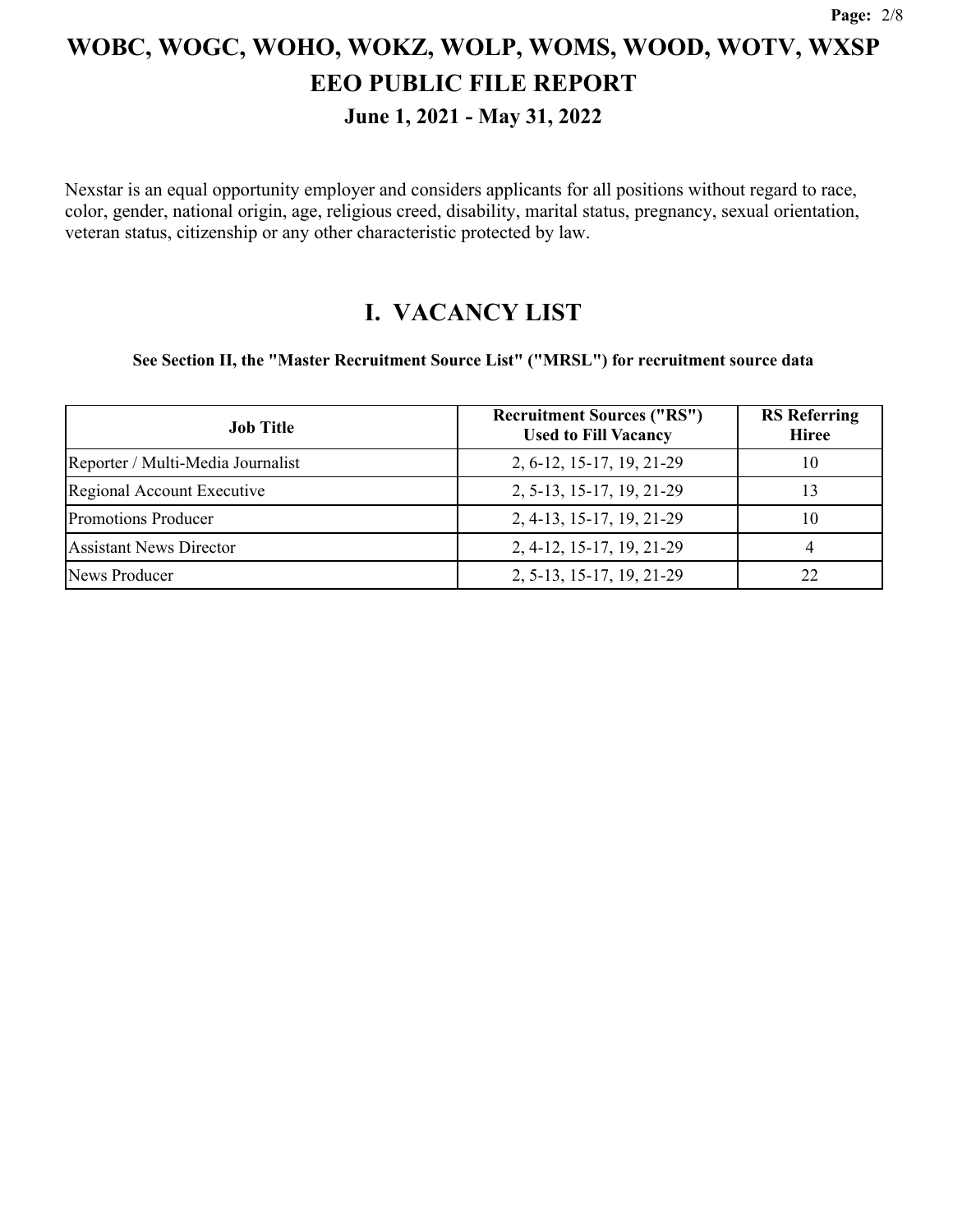# WOBC, WOGC, WOHO, WOKZ, WOLP, WOMS, WOOD, WOTV, WXSP
# EEO PUBLIC FILE REPORT
### June 1, 2021 - May 31, 2022

Nexstar is an equal opportunity employer and considers applicants for all positions without regard to race, color, gender, national origin, age, religious creed, disability, marital status, pregnancy, sexual orientation, veteran status, citizenship or any other characteristic protected by law.

## I. VACANCY LIST

**See Section II, the "Master Recruitment Source List" ("MRSL") for recruitment source data**

| Job Title | Recruitment Sources ("RS") Used to Fill Vacancy | RS Referring Hiree |
|---|---|---|
| Reporter / Multi-Media Journalist | 2, 6-12, 15-17, 19, 21-29 | 10 |
| Regional Account Executive | 2, 5-13, 15-17, 19, 21-29 | 13 |
| Promotions Producer | 2, 4-13, 15-17, 19, 21-29 | 10 |
| Assistant News Director | 2, 4-12, 15-17, 19, 21-29 | 4 |
| News Producer | 2, 5-13, 15-17, 19, 21-29 | 22 |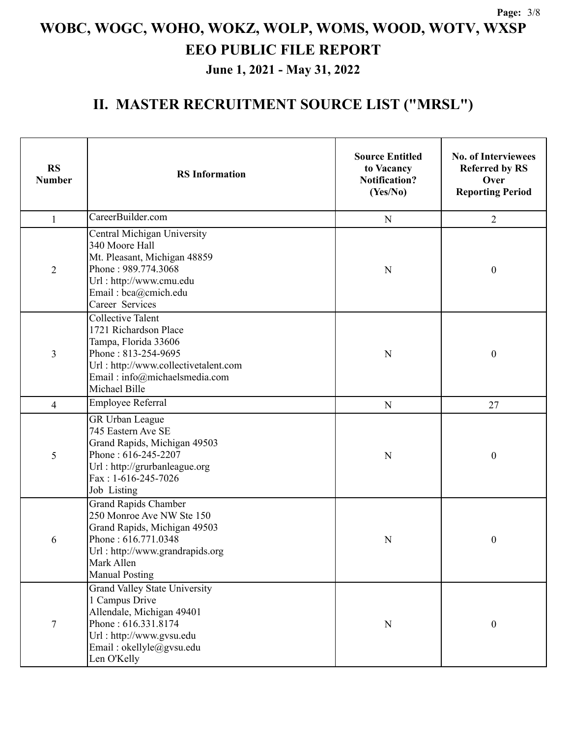# WOBC, WOGC, WOHO, WOKZ, WOLP, WOMS, WOOD, WOTV, WXSP

## EEO PUBLIC FILE REPORT

### June 1, 2021 - May 31, 2022

## II. MASTER RECRUITMENT SOURCE LIST ("MRSL")

| RS Number | RS Information | Source Entitled to Vacancy Notification? (Yes/No) | No. of Interviewees Referred by RS Over Reporting Period |
|---|---|---|---|
| 1 | CareerBuilder.com | N | 2 |
| 2 | Central Michigan University<br>340 Moore Hall<br>Mt. Pleasant, Michigan 48859<br>Phone : 989.774.3068<br>Url : http://www.cmu.edu<br>Email : bca@cmich.edu<br>Career Services | N | 0 |
| 3 | Collective Talent<br>1721 Richardson Place<br>Tampa, Florida 33606<br>Phone : 813-254-9695<br>Url : http://www.collectivetalent.com<br>Email : info@michaelsmedia.com<br>Michael Bille | N | 0 |
| 4 | Employee Referral | N | 27 |
| 5 | GR Urban League<br>745 Eastern Ave SE<br>Grand Rapids, Michigan 49503<br>Phone : 616-245-2207<br>Url : http://grurbanleague.org<br>Fax : 1-616-245-7026<br>Job Listing | N | 0 |
| 6 | Grand Rapids Chamber<br>250 Monroe Ave NW Ste 150<br>Grand Rapids, Michigan 49503<br>Phone : 616.771.0348<br>Url : http://www.grandrapids.org<br>Mark Allen<br>Manual Posting | N | 0 |
| 7 | Grand Valley State University<br>1 Campus Drive<br>Allendale, Michigan 49401<br>Phone : 616.331.8174<br>Url : http://www.gvsu.edu<br>Email : okellyle@gvsu.edu<br>Len O'Kelly | N | 0 |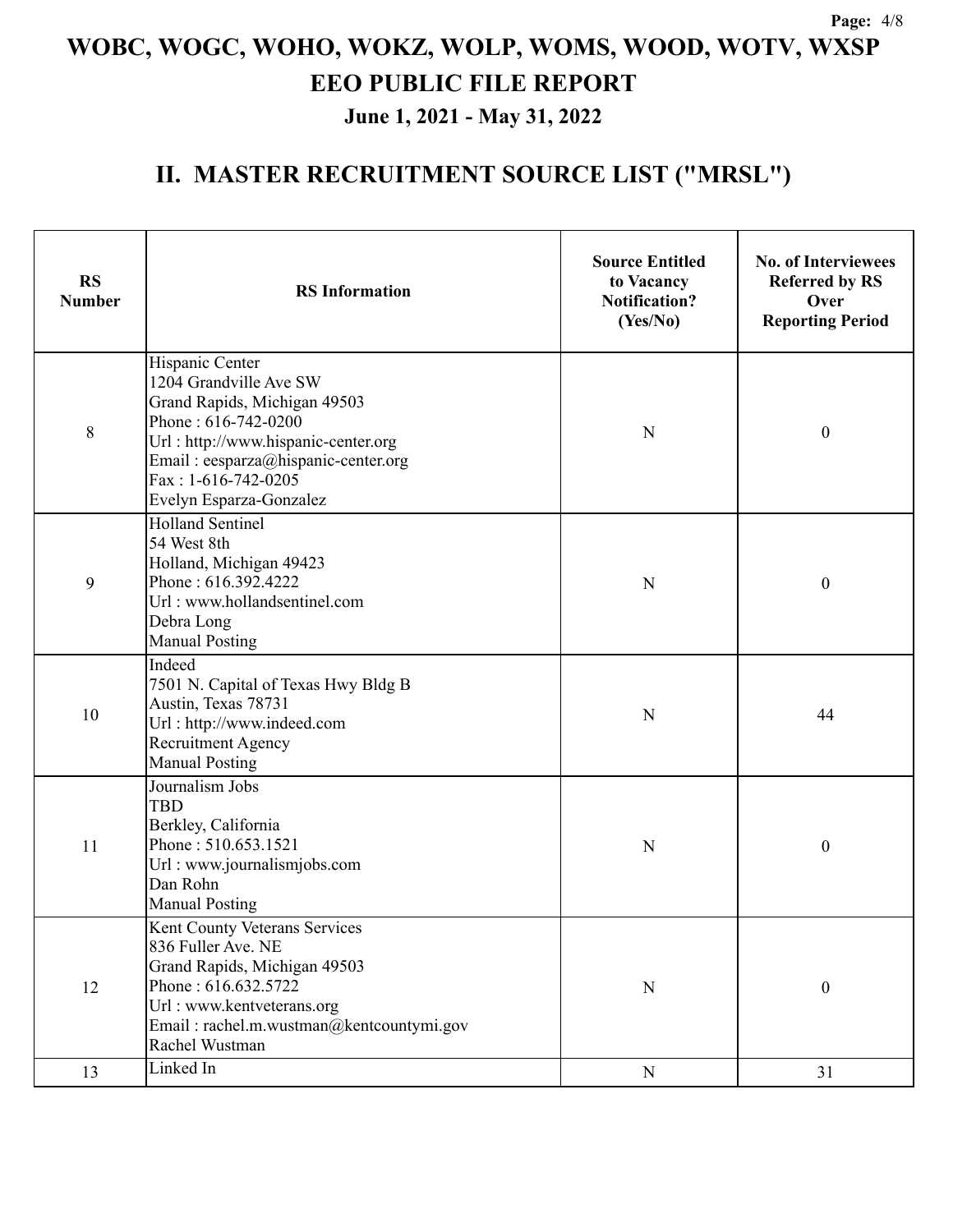# WOBC, WOGC, WOHO, WOKZ, WOLP, WOMS, WOOD, WOTV, WXSP

# EEO PUBLIC FILE REPORT

### June 1, 2021 - May 31, 2022

## II. MASTER RECRUITMENT SOURCE LIST ("MRSL")

| RS Number | RS Information | Source Entitled to Vacancy Notification? (Yes/No) | No. of Interviewees Referred by RS Over Reporting Period |
|---|---|---|---|
| 8 | Hispanic Center<br>1204 Grandville Ave SW<br>Grand Rapids, Michigan 49503<br>Phone : 616-742-0200<br>Url : http://www.hispanic-center.org<br>Email : eesparza@hispanic-center.org<br>Fax : 1-616-742-0205<br>Evelyn Esparza-Gonzalez | N | 0 |
| 9 | Holland Sentinel<br>54 West 8th<br>Holland, Michigan 49423<br>Phone : 616.392.4222<br>Url : www.hollandsentinel.com<br>Debra Long<br>Manual Posting | N | 0 |
| 10 | Indeed<br>7501 N. Capital of Texas Hwy Bldg B<br>Austin, Texas 78731<br>Url : http://www.indeed.com<br>Recruitment Agency<br>Manual Posting | N | 44 |
| 11 | Journalism Jobs<br>TBD<br>Berkley, California<br>Phone : 510.653.1521<br>Url : www.journalismjobs.com<br>Dan Rohn<br>Manual Posting | N | 0 |
| 12 | Kent County Veterans Services<br>836 Fuller Ave. NE<br>Grand Rapids, Michigan 49503<br>Phone : 616.632.5722<br>Url : www.kentveterans.org<br>Email : rachel.m.wustman@kentcountymi.gov<br>Rachel Wustman | N | 0 |
| 13 | Linked In | N | 31 |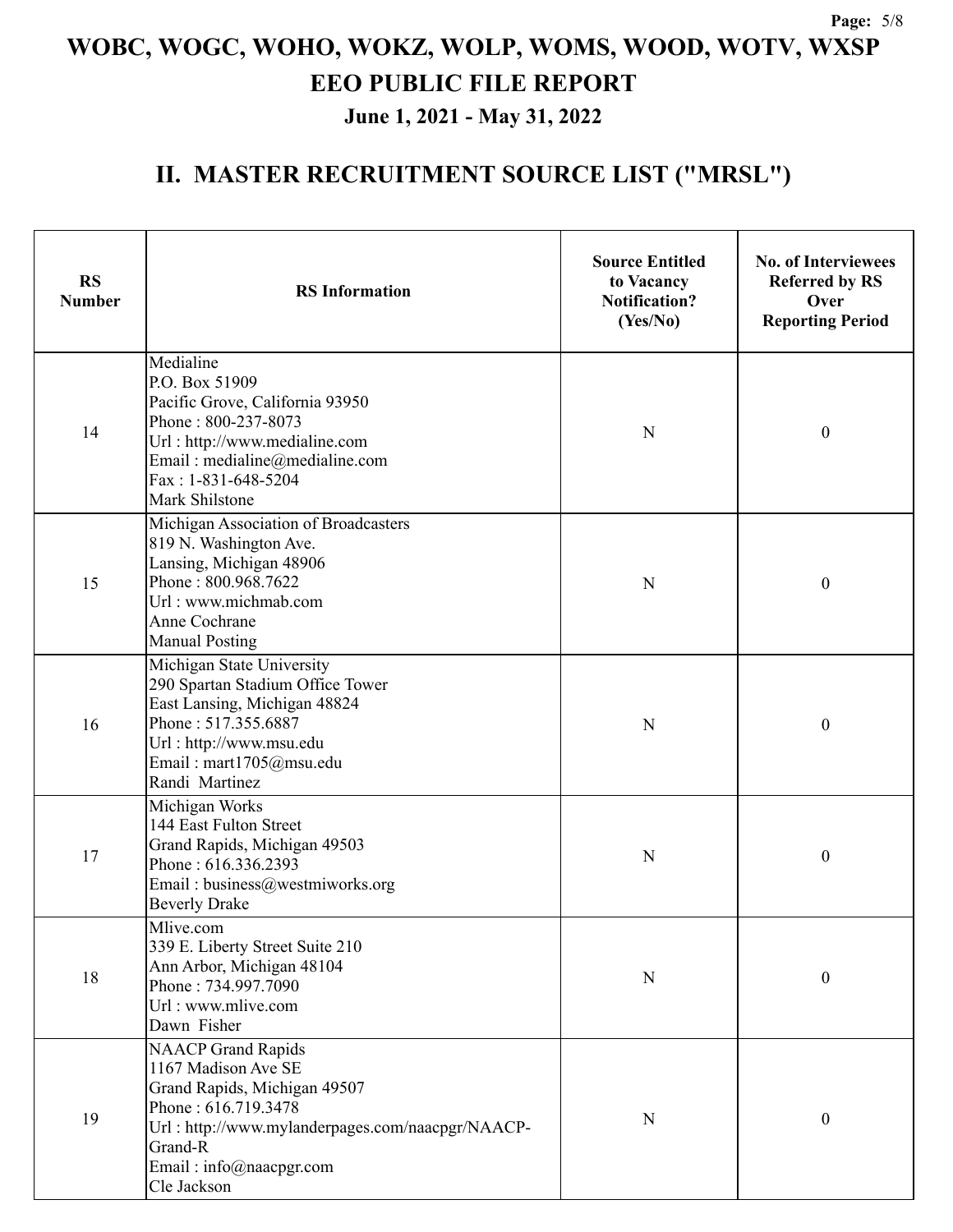# WOBC, WOGC, WOHO, WOKZ, WOLP, WOMS, WOOD, WOTV, WXSP

## EEO PUBLIC FILE REPORT

### June 1, 2021 - May 31, 2022

## II. MASTER RECRUITMENT SOURCE LIST ("MRSL")

| RS Number | RS Information | Source Entitled to Vacancy Notification? (Yes/No) | No. of Interviewees Referred by RS Over Reporting Period |
|---|---|---|---|
| 14 | Medialine<br>P.O. Box 51909<br>Pacific Grove, California 93950<br>Phone : 800-237-8073<br>Url : http://www.medialine.com<br>Email : medialine@medialine.com<br>Fax : 1-831-648-5204<br>Mark Shilstone | N | 0 |
| 15 | Michigan Association of Broadcasters<br>819 N. Washington Ave.<br>Lansing, Michigan 48906<br>Phone : 800.968.7622<br>Url : www.michmab.com<br>Anne Cochrane<br>Manual Posting | N | 0 |
| 16 | Michigan State University<br>290 Spartan Stadium Office Tower<br>East Lansing, Michigan 48824<br>Phone : 517.355.6887<br>Url : http://www.msu.edu<br>Email : mart1705@msu.edu<br>Randi Martinez | N | 0 |
| 17 | Michigan Works<br>144 East Fulton Street<br>Grand Rapids, Michigan 49503<br>Phone : 616.336.2393<br>Email : business@westmiworks.org<br>Beverly Drake | N | 0 |
| 18 | Mlive.com<br>339 E. Liberty Street Suite 210<br>Ann Arbor, Michigan 48104<br>Phone : 734.997.7090<br>Url : www.mlive.com<br>Dawn Fisher | N | 0 |
| 19 | NAACP Grand Rapids<br>1167 Madison Ave SE<br>Grand Rapids, Michigan 49507<br>Phone : 616.719.3478<br>Url : http://www.mylanderpages.com/naacpgr/NAACP-Grand-R<br>Email : info@naacpgr.com<br>Cle Jackson | N | 0 |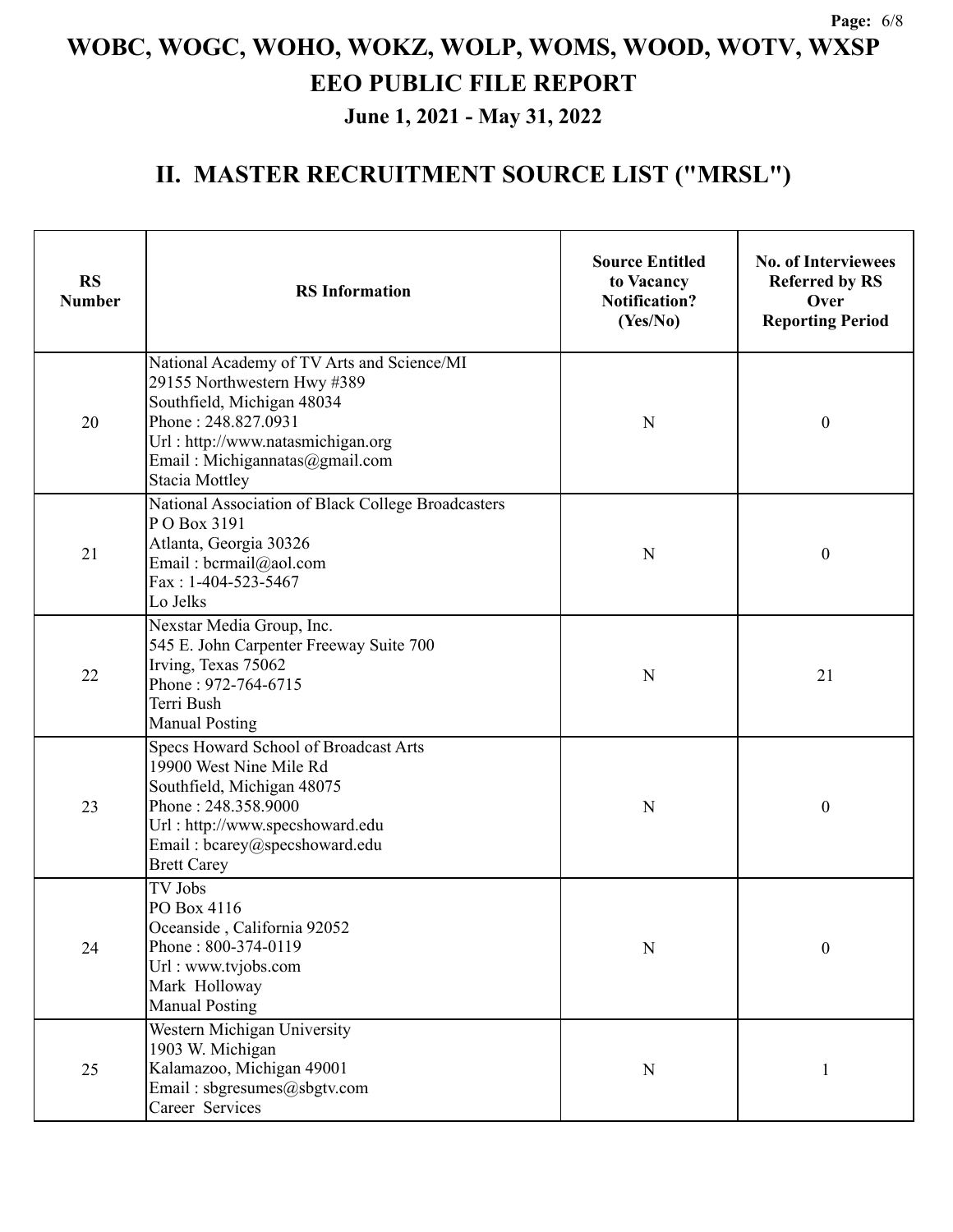# WOBC, WOGC, WOHO, WOKZ, WOLP, WOMS, WOOD, WOTV, WXSP

# EEO PUBLIC FILE REPORT

### June 1, 2021 - May 31, 2022

## II. MASTER RECRUITMENT SOURCE LIST ("MRSL")

| RS Number | RS Information | Source Entitled to Vacancy Notification? (Yes/No) | No. of Interviewees Referred by RS Over Reporting Period |
|---|---|---|---|
| 20 | National Academy of TV Arts and Science/MI<br>29155 Northwestern Hwy #389<br>Southfield, Michigan 48034<br>Phone : 248.827.0931<br>Url : http://www.natasmichigan.org<br>Email : Michigannatas@gmail.com<br>Stacia Mottley | N | 0 |
| 21 | National Association of Black College Broadcasters<br>P O Box 3191<br>Atlanta, Georgia 30326<br>Email : bcrmail@aol.com<br>Fax : 1-404-523-5467<br>Lo Jelks | N | 0 |
| 22 | Nexstar Media Group, Inc.<br>545 E. John Carpenter Freeway Suite 700<br>Irving, Texas 75062<br>Phone : 972-764-6715<br>Terri Bush<br>Manual Posting | N | 21 |
| 23 | Specs Howard School of Broadcast Arts<br>19900 West Nine Mile Rd<br>Southfield, Michigan 48075<br>Phone : 248.358.9000<br>Url : http://www.specshoward.edu<br>Email : bcarey@specshoward.edu<br>Brett Carey | N | 0 |
| 24 | TV Jobs<br>PO Box 4116<br>Oceanside , California 92052<br>Phone : 800-374-0119<br>Url : www.tvjobs.com<br>Mark Holloway<br>Manual Posting | N | 0 |
| 25 | Western Michigan University<br>1903 W. Michigan<br>Kalamazoo, Michigan 49001<br>Email : sbgresumes@sbgtv.com<br>Career Services | N | 1 |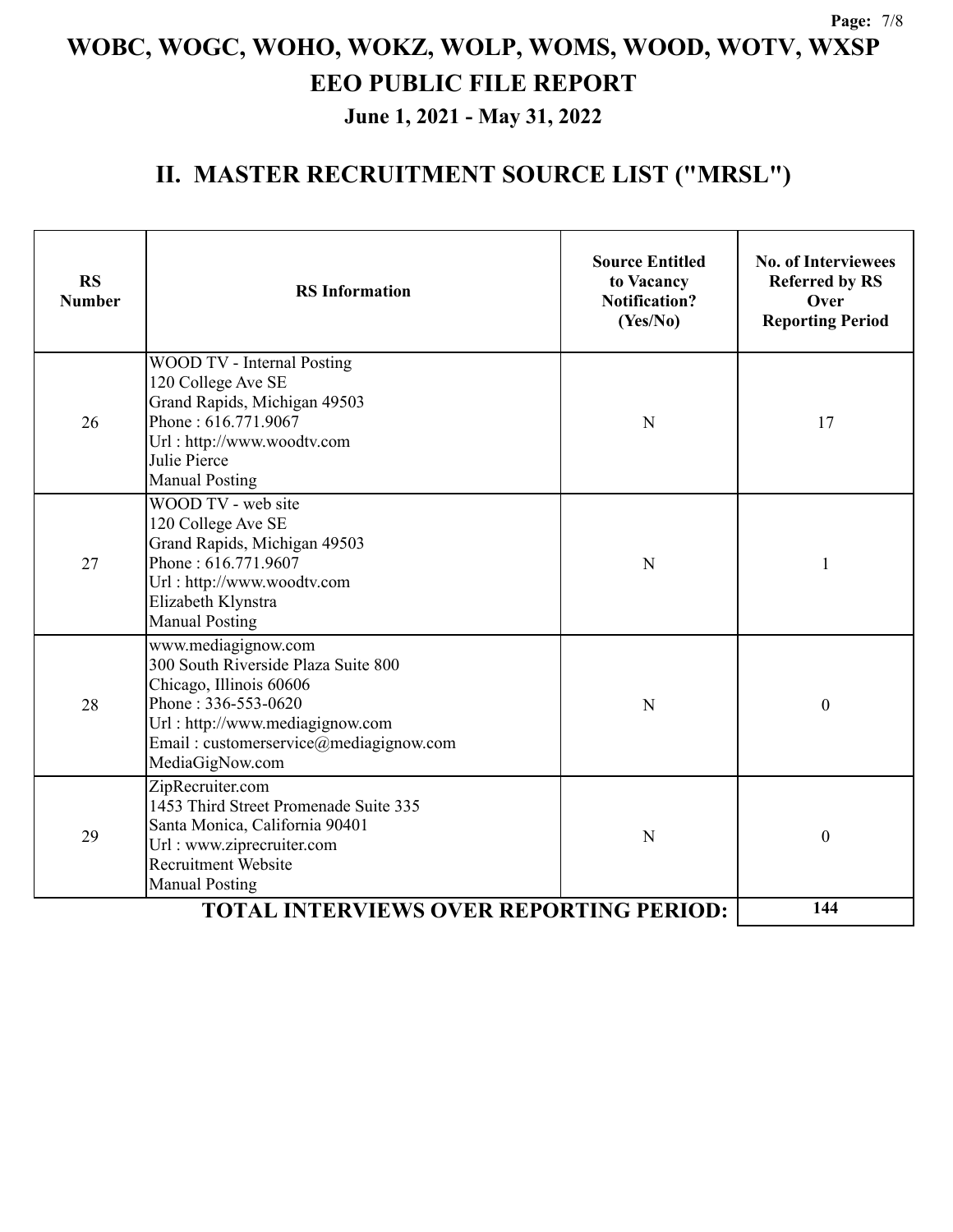# WOBC, WOGC, WOHO, WOKZ, WOLP, WOMS, WOOD, WOTV, WXSP

## EEO PUBLIC FILE REPORT

### June 1, 2021 - May 31, 2022

## II. MASTER RECRUITMENT SOURCE LIST ("MRSL")

| RS Number | RS Information | Source Entitled to Vacancy Notification? (Yes/No) | No. of Interviewees Referred by RS Over Reporting Period |
|---|---|---|---|
| 26 | WOOD TV - Internal Posting<br>120 College Ave SE<br>Grand Rapids, Michigan 49503<br>Phone : 616.771.9067<br>Url : http://www.woodtv.com<br>Julie Pierce<br>Manual Posting | N | 17 |
| 27 | WOOD TV - web site<br>120 College Ave SE<br>Grand Rapids, Michigan 49503<br>Phone : 616.771.9607<br>Url : http://www.woodtv.com<br>Elizabeth Klynstra<br>Manual Posting | N | 1 |
| 28 | www.mediagignow.com<br>300 South Riverside Plaza Suite 800<br>Chicago, Illinois 60606<br>Phone : 336-553-0620<br>Url : http://www.mediagignow.com<br>Email : customerservice@mediagignow.com<br>MediaGigNow.com | N | 0 |
| 29 | ZipRecruiter.com<br>1453 Third Street Promenade Suite 335<br>Santa Monica, California 90401<br>Url : www.ziprecruiter.com<br>Recruitment Website<br>Manual Posting | N | 0 |
| | **TOTAL INTERVIEWS OVER REPORTING PERIOD:** | | **144** |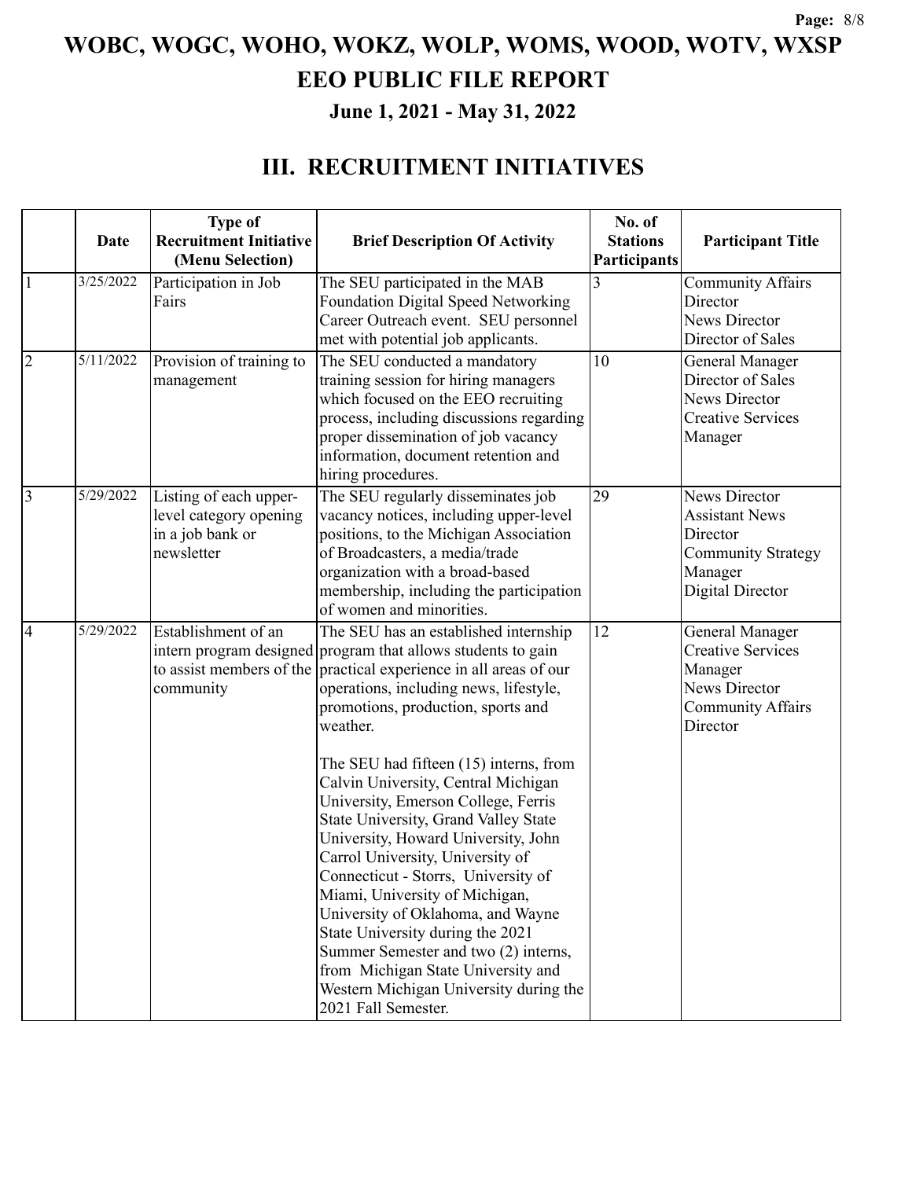# WOBC, WOGC, WOHO, WOKZ, WOLP, WOMS, WOOD, WOTV, WXSP

# EEO PUBLIC FILE REPORT

### June 1, 2021 - May 31, 2022

## III. RECRUITMENT INITIATIVES

| | Date | Type of Recruitment Initiative (Menu Selection) | Brief Description Of Activity | No. of Stations Participants | Participant Title |
|---|---|---|---|---|---|
| 1 | 3/25/2022 | Participation in Job Fairs | The SEU participated in the MAB Foundation Digital Speed Networking Career Outreach event. SEU personnel met with potential job applicants. | 3 | Community Affairs Director<br>News Director<br>Director of Sales |
| 2 | 5/11/2022 | Provision of training to management | The SEU conducted a mandatory training session for hiring managers which focused on the EEO recruiting process, including discussions regarding proper dissemination of job vacancy information, document retention and hiring procedures. | 10 | General Manager<br>Director of Sales<br>News Director<br>Creative Services Manager |
| 3 | 5/29/2022 | Listing of each upper-level category opening in a job bank or newsletter | The SEU regularly disseminates job vacancy notices, including upper-level positions, to the Michigan Association of Broadcasters, a media/trade organization with a broad-based membership, including the participation of women and minorities. | 29 | News Director<br>Assistant News Director<br>Community Strategy Manager<br>Digital Director |
| 4 | 5/29/2022 | Establishment of an intern program designed to assist members of the community | The SEU has an established internship program that allows students to gain practical experience in all areas of our operations, including news, lifestyle, promotions, production, sports and weather.<br><br>The SEU had fifteen (15) interns, from Calvin University, Central Michigan University, Emerson College, Ferris State University, Grand Valley State University, Howard University, John Carrol University, University of Connecticut - Storrs, University of Miami, University of Michigan, University of Oklahoma, and Wayne State University during the 2021 Summer Semester and two (2) interns, from Michigan State University and Western Michigan University during the 2021 Fall Semester. | 12 | General Manager<br>Creative Services Manager<br>News Director<br>Community Affairs Director |